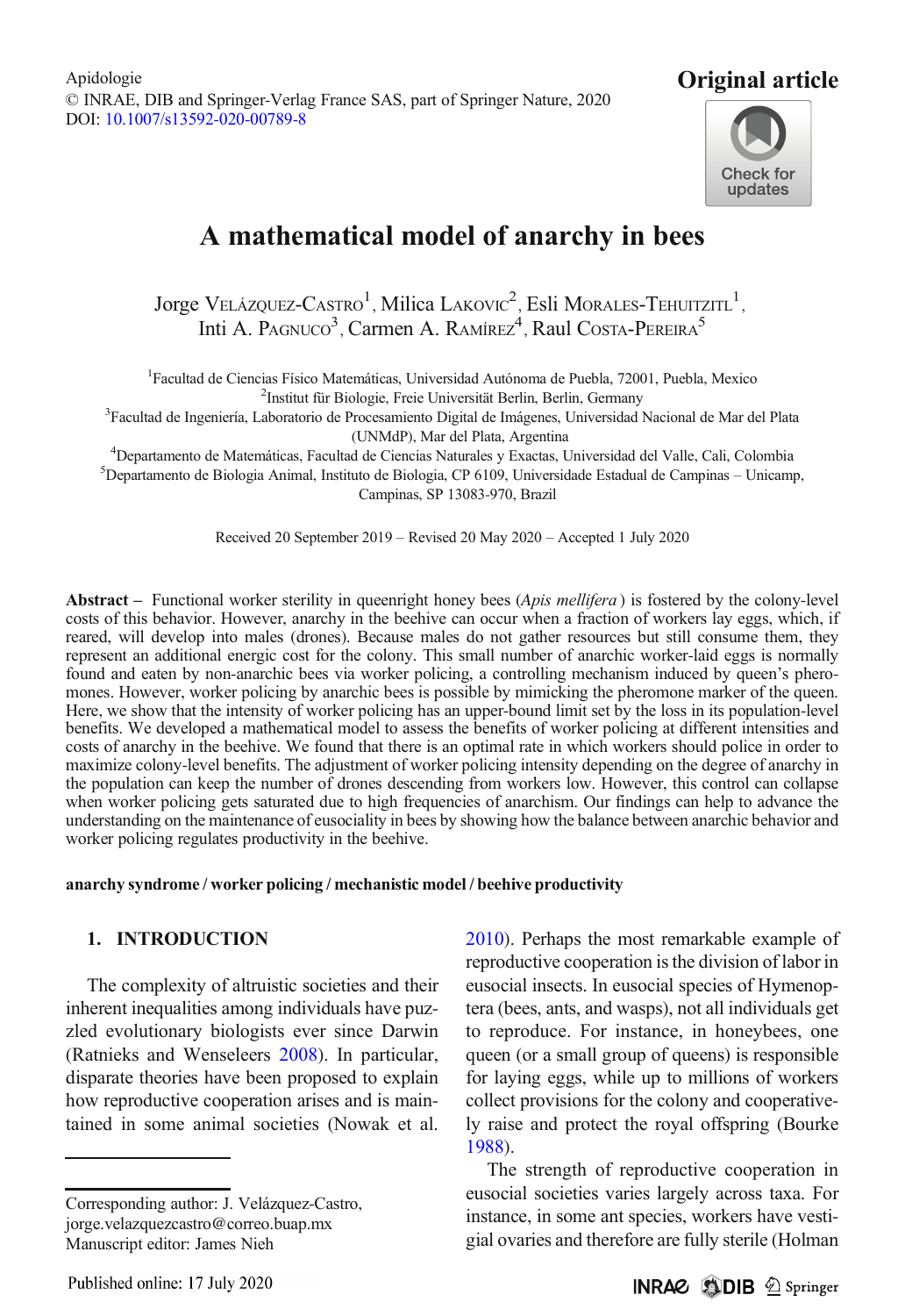Apidologie
© INRAE, DIB and Springer-Verlag France SAS, part of Springer Nature, 2020
DOI: 10.1007/s13592-020-00789-8

**Original article**

# A mathematical model of anarchy in bees

Jorge Velázquez-Castro[1], Milica Lakovic[2], Esli Morales-Tehuitzitl[1], Inti A. Pagnuco[3], Carmen A. Ramírez[4], Raul Costa-Pereira[5]

[1]Facultad de Ciencias Físico Matemáticas, Universidad Autónoma de Puebla, 72001, Puebla, Mexico
[2]Institut für Biologie, Freie Universität Berlin, Berlin, Germany
[3]Facultad de Ingeniería, Laboratorio de Procesamiento Digital de Imágenes, Universidad Nacional de Mar del Plata (UNMdP), Mar del Plata, Argentina
[4]Departamento de Matemáticas, Facultad de Ciencias Naturales y Exactas, Universidad del Valle, Cali, Colombia
[5]Departamento de Biologia Animal, Instituto de Biologia, CP 6109, Universidade Estadual de Campinas – Unicamp, Campinas, SP 13083-970, Brazil

Received 20 September 2019 – Revised 20 May 2020 – Accepted 1 July 2020

**Abstract** – Functional worker sterility in queenright honey bees (*Apis mellifera*) is fostered by the colony-level costs of this behavior. However, anarchy in the beehive can occur when a fraction of workers lay eggs, which, if reared, will develop into males (drones). Because males do not gather resources but still consume them, they represent an additional energic cost for the colony. This small number of anarchic worker-laid eggs is normally found and eaten by non-anarchic bees via worker policing, a controlling mechanism induced by queen's pheromones. However, worker policing by anarchic bees is possible by mimicking the pheromone marker of the queen. Here, we show that the intensity of worker policing has an upper-bound limit set by the loss in its population-level benefits. We developed a mathematical model to assess the benefits of worker policing at different intensities and costs of anarchy in the beehive. We found that there is an optimal rate in which workers should police in order to maximize colony-level benefits. The adjustment of worker policing intensity depending on the degree of anarchy in the population can keep the number of drones descending from workers low. However, this control can collapse when worker policing gets saturated due to high frequencies of anarchism. Our findings can help to advance the understanding on the maintenance of eusociality in bees by showing how the balance between anarchic behavior and worker policing regulates productivity in the beehive.

**anarchy syndrome / worker policing / mechanistic model / beehive productivity**

## 1. INTRODUCTION

The complexity of altruistic societies and their inherent inequalities among individuals have puzzled evolutionary biologists ever since Darwin (Ratnieks and Wenseleers 2008). In particular, disparate theories have been proposed to explain how reproductive cooperation arises and is maintained in some animal societies (Nowak et al. 2010). Perhaps the most remarkable example of reproductive cooperation is the division of labor in eusocial insects. In eusocial species of Hymenoptera (bees, ants, and wasps), not all individuals get to reproduce. For instance, in honeybees, one queen (or a small group of queens) is responsible for laying eggs, while up to millions of workers collect provisions for the colony and cooperatively raise and protect the royal offspring (Bourke 1988).

The strength of reproductive cooperation in eusocial societies varies largely across taxa. For instance, in some ant species, workers have vestigial ovaries and therefore are fully sterile (Holman

---

Corresponding author: J. Velázquez-Castro, jorge.velazquezcastro@correo.buap.mx
Manuscript editor: James Nieh

Published online: 17 July 2020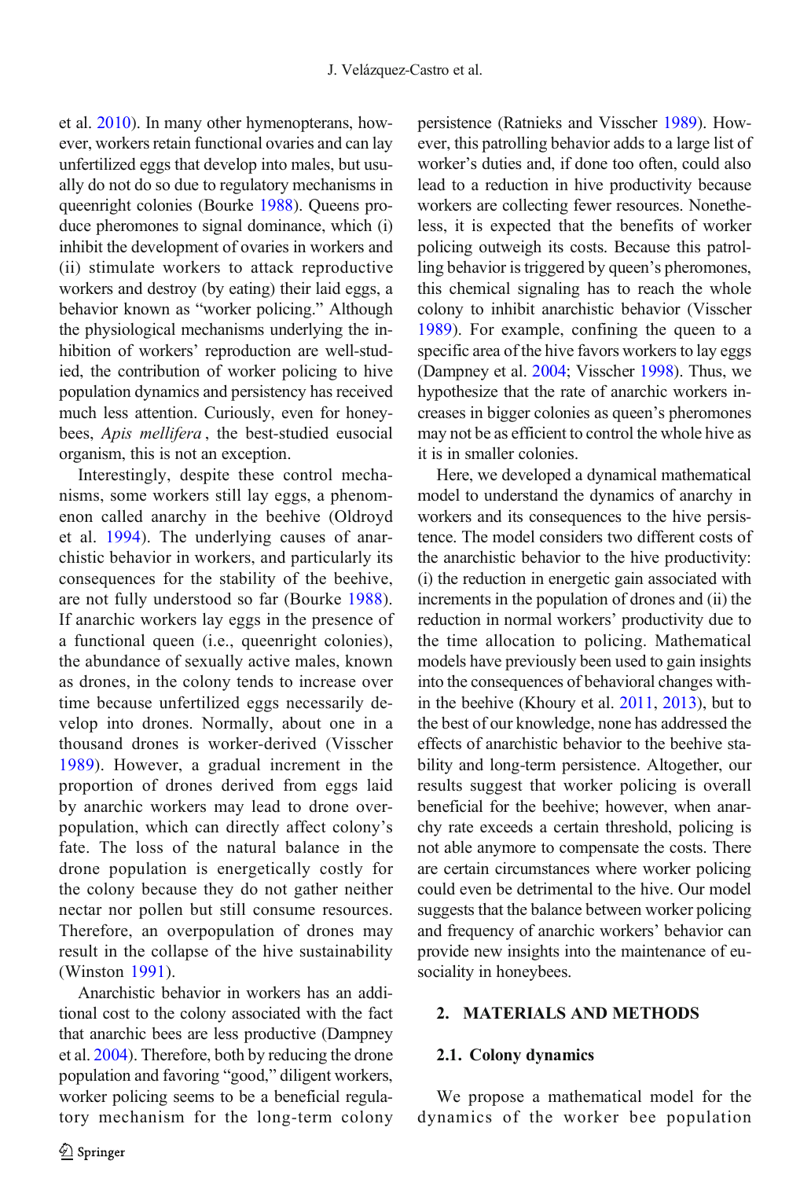et al. 2010). In many other hymenopterans, however, workers retain functional ovaries and can lay unfertilized eggs that develop into males, but usually do not do so due to regulatory mechanisms in queenright colonies (Bourke 1988). Queens produce pheromones to signal dominance, which (i) inhibit the development of ovaries in workers and (ii) stimulate workers to attack reproductive workers and destroy (by eating) their laid eggs, a behavior known as "worker policing." Although the physiological mechanisms underlying the inhibition of workers' reproduction are well-studied, the contribution of worker policing to hive population dynamics and persistency has received much less attention. Curiously, even for honeybees, *Apis mellifera*, the best-studied eusocial organism, this is not an exception.

Interestingly, despite these control mechanisms, some workers still lay eggs, a phenomenon called anarchy in the beehive (Oldroyd et al. 1994). The underlying causes of anarchistic behavior in workers, and particularly its consequences for the stability of the beehive, are not fully understood so far (Bourke 1988). If anarchic workers lay eggs in the presence of a functional queen (i.e., queenright colonies), the abundance of sexually active males, known as drones, in the colony tends to increase over time because unfertilized eggs necessarily develop into drones. Normally, about one in a thousand drones is worker-derived (Visscher 1989). However, a gradual increment in the proportion of drones derived from eggs laid by anarchic workers may lead to drone overpopulation, which can directly affect colony's fate. The loss of the natural balance in the drone population is energetically costly for the colony because they do not gather neither nectar nor pollen but still consume resources. Therefore, an overpopulation of drones may result in the collapse of the hive sustainability (Winston 1991).

Anarchistic behavior in workers has an additional cost to the colony associated with the fact that anarchic bees are less productive (Dampney et al. 2004). Therefore, both by reducing the drone population and favoring "good," diligent workers, worker policing seems to be a beneficial regulatory mechanism for the long-term colony persistence (Ratnieks and Visscher 1989). However, this patrolling behavior adds to a large list of worker's duties and, if done too often, could also lead to a reduction in hive productivity because workers are collecting fewer resources. Nonetheless, it is expected that the benefits of worker policing outweigh its costs. Because this patrolling behavior is triggered by queen's pheromones, this chemical signaling has to reach the whole colony to inhibit anarchistic behavior (Visscher 1989). For example, confining the queen to a specific area of the hive favors workers to lay eggs (Dampney et al. 2004; Visscher 1998). Thus, we hypothesize that the rate of anarchic workers increases in bigger colonies as queen's pheromones may not be as efficient to control the whole hive as it is in smaller colonies.

Here, we developed a dynamical mathematical model to understand the dynamics of anarchy in workers and its consequences to the hive persistence. The model considers two different costs of the anarchistic behavior to the hive productivity: (i) the reduction in energetic gain associated with increments in the population of drones and (ii) the reduction in normal workers' productivity due to the time allocation to policing. Mathematical models have previously been used to gain insights into the consequences of behavioral changes within the beehive (Khoury et al. 2011, 2013), but to the best of our knowledge, none has addressed the effects of anarchistic behavior to the beehive stability and long-term persistence. Altogether, our results suggest that worker policing is overall beneficial for the beehive; however, when anarchy rate exceeds a certain threshold, policing is not able anymore to compensate the costs. There are certain circumstances where worker policing could even be detrimental to the hive. Our model suggests that the balance between worker policing and frequency of anarchic workers' behavior can provide new insights into the maintenance of eusociality in honeybees.

## 2. MATERIALS AND METHODS

### 2.1. Colony dynamics

We propose a mathematical model for the dynamics of the worker bee population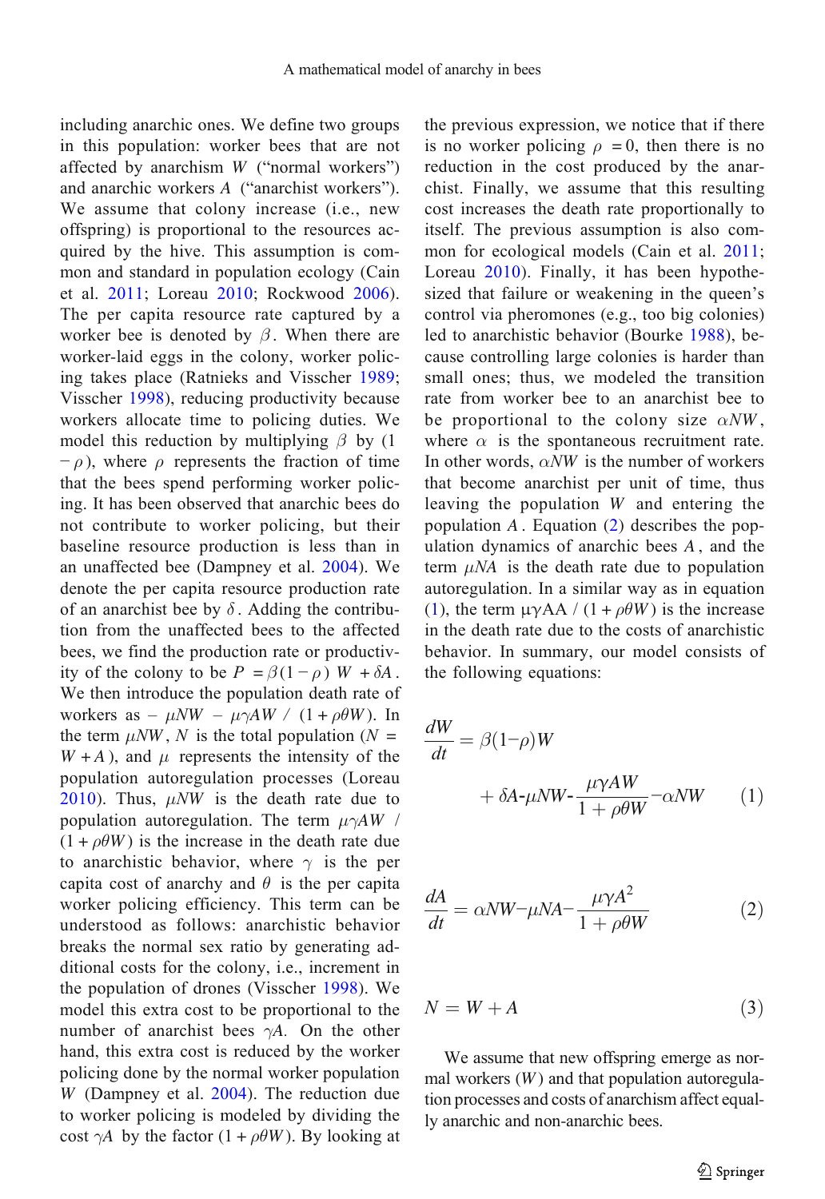including anarchic ones. We define two groups in this population: worker bees that are not affected by anarchism $W$ ("normal workers") and anarchic workers $A$ ("anarchist workers"). We assume that colony increase (i.e., new offspring) is proportional to the resources acquired by the hive. This assumption is common and standard in population ecology (Cain et al. 2011; Loreau 2010; Rockwood 2006). The per capita resource rate captured by a worker bee is denoted by $\beta$. When there are worker-laid eggs in the colony, worker policing takes place (Ratnieks and Visscher 1989; Visscher 1998), reducing productivity because workers allocate time to policing duties. We model this reduction by multiplying $\beta$ by $(1-\rho)$, where $\rho$ represents the fraction of time that the bees spend performing worker policing. It has been observed that anarchic bees do not contribute to worker policing, but their baseline resource production is less than in an unaffected bee (Dampney et al. 2004). We denote the per capita resource production rate of an anarchist bee by $\delta$. Adding the contribution from the unaffected bees to the affected bees, we find the production rate or productivity of the colony to be $P = \beta(1-\rho)W + \delta A$. We then introduce the population death rate of workers as $-\mu NW - \mu\gamma AW/(1+\rho\theta W)$. In the term $\mu NW$, $N$ is the total population ($N = W + A$), and $\mu$ represents the intensity of the population autoregulation processes (Loreau 2010). Thus, $\mu NW$ is the death rate due to population autoregulation. The term $\mu\gamma AW/(1+\rho\theta W)$ is the increase in the death rate due to anarchistic behavior, where $\gamma$ is the per capita cost of anarchy and $\theta$ is the per capita worker policing efficiency. This term can be understood as follows: anarchistic behavior breaks the normal sex ratio by generating additional costs for the colony, i.e., increment in the population of drones (Visscher 1998). We model this extra cost to be proportional to the number of anarchist bees $\gamma A$. On the other hand, this extra cost is reduced by the worker policing done by the normal worker population $W$ (Dampney et al. 2004). The reduction due to worker policing is modeled by dividing the cost $\gamma A$ by the factor $(1+\rho\theta W)$. By looking at the previous expression, we notice that if there is no worker policing $\rho = 0$, then there is no reduction in the cost produced by the anarchist. Finally, we assume that this resulting cost increases the death rate proportionally to itself. The previous assumption is also common for ecological models (Cain et al. 2011; Loreau 2010). Finally, it has been hypothesized that failure or weakening in the queen's control via pheromones (e.g., too big colonies) led to anarchistic behavior (Bourke 1988), because controlling large colonies is harder than small ones; thus, we modeled the transition rate from worker bee to an anarchist bee to be proportional to the colony size $\alpha NW$, where $\alpha$ is the spontaneous recruitment rate. In other words, $\alpha NW$ is the number of workers that become anarchist per unit of time, thus leaving the population $W$ and entering the population $A$. Equation (2) describes the population dynamics of anarchic bees $A$, and the term $\mu NA$ is the death rate due to population autoregulation. In a similar way as in equation (1), the term $\mu\gamma AA/(1+\rho\theta W)$ is the increase in the death rate due to the costs of anarchistic behavior. In summary, our model consists of the following equations:

$$\frac{dW}{dt} = \beta(1-\rho)W + \delta A - \mu NW - \frac{\mu\gamma AW}{1+\rho\theta W} - \alpha NW \qquad (1)$$

$$\frac{dA}{dt} = \alpha NW - \mu NA - \frac{\mu\gamma A^2}{1+\rho\theta W} \qquad (2)$$

$$N = W + A \qquad (3)$$

We assume that new offspring emerge as normal workers ($W$) and that population autoregulation processes and costs of anarchism affect equally anarchic and non-anarchic bees.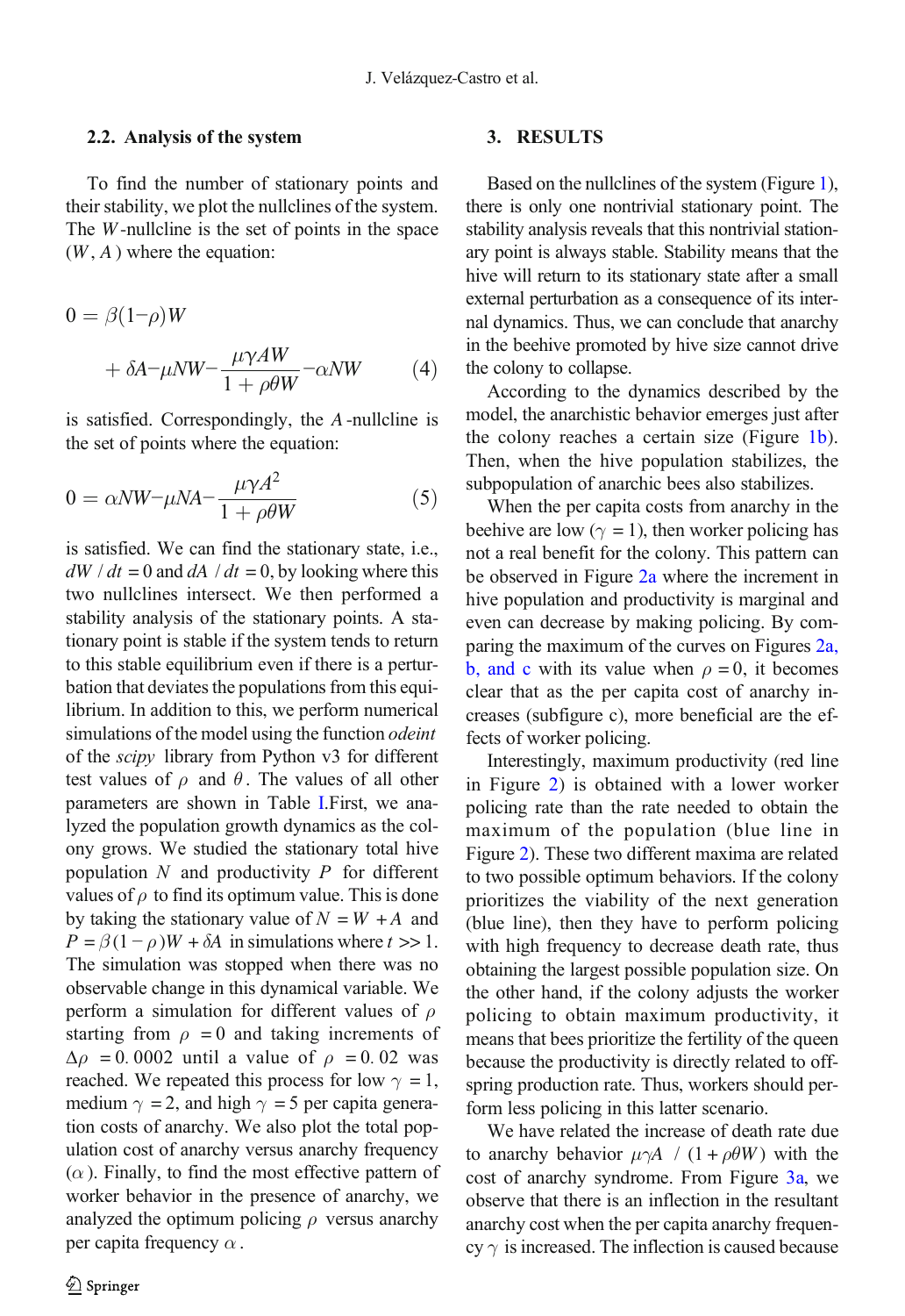### 2.2. Analysis of the system

To find the number of stationary points and their stability, we plot the nullclines of the system. The $W$-nullcline is the set of points in the space $(W, A)$ where the equation:

$$0 = \beta(1-\rho)W + \delta A - \mu NW - \frac{\mu\gamma AW}{1+\rho\theta W} - \alpha NW \tag{4}$$

is satisfied. Correspondingly, the $A$-nullcline is the set of points where the equation:

$$0 = \alpha NW - \mu NA - \frac{\mu\gamma A^2}{1+\rho\theta W} \tag{5}$$

is satisfied. We can find the stationary state, i.e., $dW/dt = 0$ and $dA/dt = 0$, by looking where this two nullclines intersect. We then performed a stability analysis of the stationary points. A stationary point is stable if the system tends to return to this stable equilibrium even if there is a perturbation that deviates the populations from this equilibrium. In addition to this, we perform numerical simulations of the model using the function *odeint* of the *scipy* library from Python v3 for different test values of $\rho$ and $\theta$. The values of all other parameters are shown in Table I.First, we analyzed the population growth dynamics as the colony grows. We studied the stationary total hive population $N$ and productivity $P$ for different values of $\rho$ to find its optimum value. This is done by taking the stationary value of $N = W + A$ and $P = \beta(1-\rho)W + \delta A$ in simulations where $t >> 1$. The simulation was stopped when there was no observable change in this dynamical variable. We perform a simulation for different values of $\rho$ starting from $\rho = 0$ and taking increments of $\Delta\rho = 0.0002$ until a value of $\rho = 0.02$ was reached. We repeated this process for low $\gamma = 1$, medium $\gamma = 2$, and high $\gamma = 5$ per capita generation costs of anarchy. We also plot the total population cost of anarchy versus anarchy frequency ($\alpha$). Finally, to find the most effective pattern of worker behavior in the presence of anarchy, we analyzed the optimum policing $\rho$ versus anarchy per capita frequency $\alpha$.

## 3. RESULTS

Based on the nullclines of the system (Figure 1), there is only one nontrivial stationary point. The stability analysis reveals that this nontrivial stationary point is always stable. Stability means that the hive will return to its stationary state after a small external perturbation as a consequence of its internal dynamics. Thus, we can conclude that anarchy in the beehive promoted by hive size cannot drive the colony to collapse.

According to the dynamics described by the model, the anarchistic behavior emerges just after the colony reaches a certain size (Figure 1b). Then, when the hive population stabilizes, the subpopulation of anarchic bees also stabilizes.

When the per capita costs from anarchy in the beehive are low ($\gamma = 1$), then worker policing has not a real benefit for the colony. This pattern can be observed in Figure 2a where the increment in hive population and productivity is marginal and even can decrease by making policing. By comparing the maximum of the curves on Figures 2a, b, and c with its value when $\rho = 0$, it becomes clear that as the per capita cost of anarchy increases (subfigure c), more beneficial are the effects of worker policing.

Interestingly, maximum productivity (red line in Figure 2) is obtained with a lower worker policing rate than the rate needed to obtain the maximum of the population (blue line in Figure 2). These two different maxima are related to two possible optimum behaviors. If the colony prioritizes the viability of the next generation (blue line), then they have to perform policing with high frequency to decrease death rate, thus obtaining the largest possible population size. On the other hand, if the colony adjusts the worker policing to obtain maximum productivity, it means that bees prioritize the fertility of the queen because the productivity is directly related to offspring production rate. Thus, workers should perform less policing in this latter scenario.

We have related the increase of death rate due to anarchy behavior $\mu\gamma A / (1 + \rho\theta W)$ with the cost of anarchy syndrome. From Figure 3a, we observe that there is an inflection in the resultant anarchy cost when the per capita anarchy frequency $\gamma$ is increased. The inflection is caused because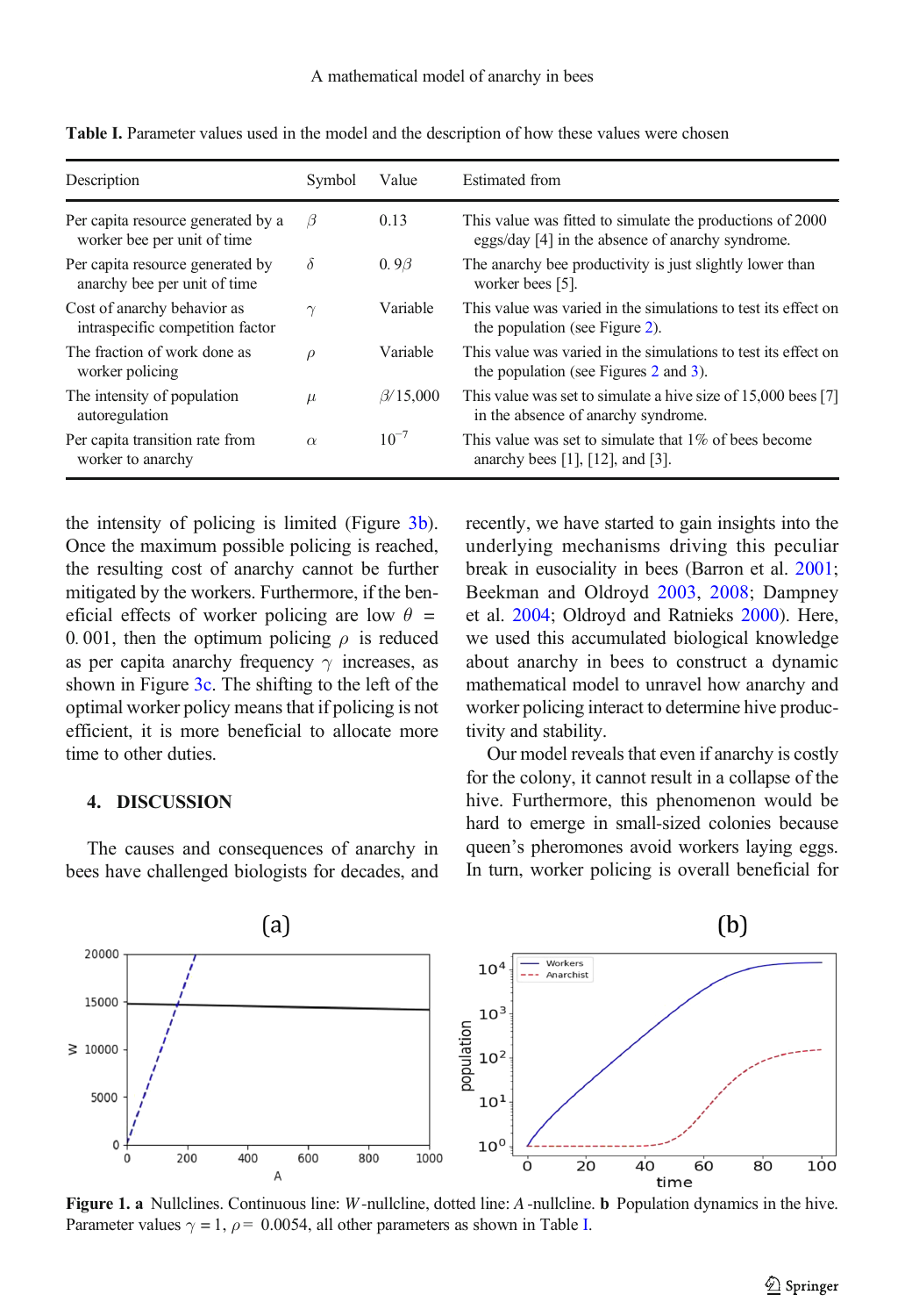**Table I.** Parameter values used in the model and the description of how these values were chosen

| Description | Symbol | Value | Estimated from |
|---|---|---|---|
| Per capita resource generated by a worker bee per unit of time | $\beta$ | 0.13 | This value was fitted to simulate the productions of 2000 eggs/day [4] in the absence of anarchy syndrome. |
| Per capita resource generated by anarchy bee per unit of time | $\delta$ | $0.9\beta$ | The anarchy bee productivity is just slightly lower than worker bees [5]. |
| Cost of anarchy behavior as intraspecific competition factor | $\gamma$ | Variable | This value was varied in the simulations to test its effect on the population (see Figure 2). |
| The fraction of work done as worker policing | $\rho$ | Variable | This value was varied in the simulations to test its effect on the population (see Figures 2 and 3). |
| The intensity of population autoregulation | $\mu$ | $\beta/15{,}000$ | This value was set to simulate a hive size of 15,000 bees [7] in the absence of anarchy syndrome. |
| Per capita transition rate from worker to anarchy | $\alpha$ | $10^{-7}$ | This value was set to simulate that 1% of bees become anarchy bees [1], [12], and [3]. |

the intensity of policing is limited (Figure 3b). Once the maximum possible policing is reached, the resulting cost of anarchy cannot be further mitigated by the workers. Furthermore, if the beneficial effects of worker policing are low $\theta = 0.001$, then the optimum policing $\rho$ is reduced as per capita anarchy frequency $\gamma$ increases, as shown in Figure 3c. The shifting to the left of the optimal worker policy means that if policing is not efficient, it is more beneficial to allocate more time to other duties.

## 4. DISCUSSION

The causes and consequences of anarchy in bees have challenged biologists for decades, and recently, we have started to gain insights into the underlying mechanisms driving this peculiar break in eusociality in bees (Barron et al. 2001; Beekman and Oldroyd 2003, 2008; Dampney et al. 2004; Oldroyd and Ratnieks 2000). Here, we used this accumulated biological knowledge about anarchy in bees to construct a dynamic mathematical model to unravel how anarchy and worker policing interact to determine hive productivity and stability.

Our model reveals that even if anarchy is costly for the colony, it cannot result in a collapse of the hive. Furthermore, this phenomenon would be hard to emerge in small-sized colonies because queen's pheromones avoid workers laying eggs. In turn, worker policing is overall beneficial for

**Figure 1. a** Nullclines. Continuous line: $W$-nullcline, dotted line: $A$-nullcline. **b** Population dynamics in the hive. Parameter values $\gamma = 1$, $\rho = 0.0054$, all other parameters as shown in Table I.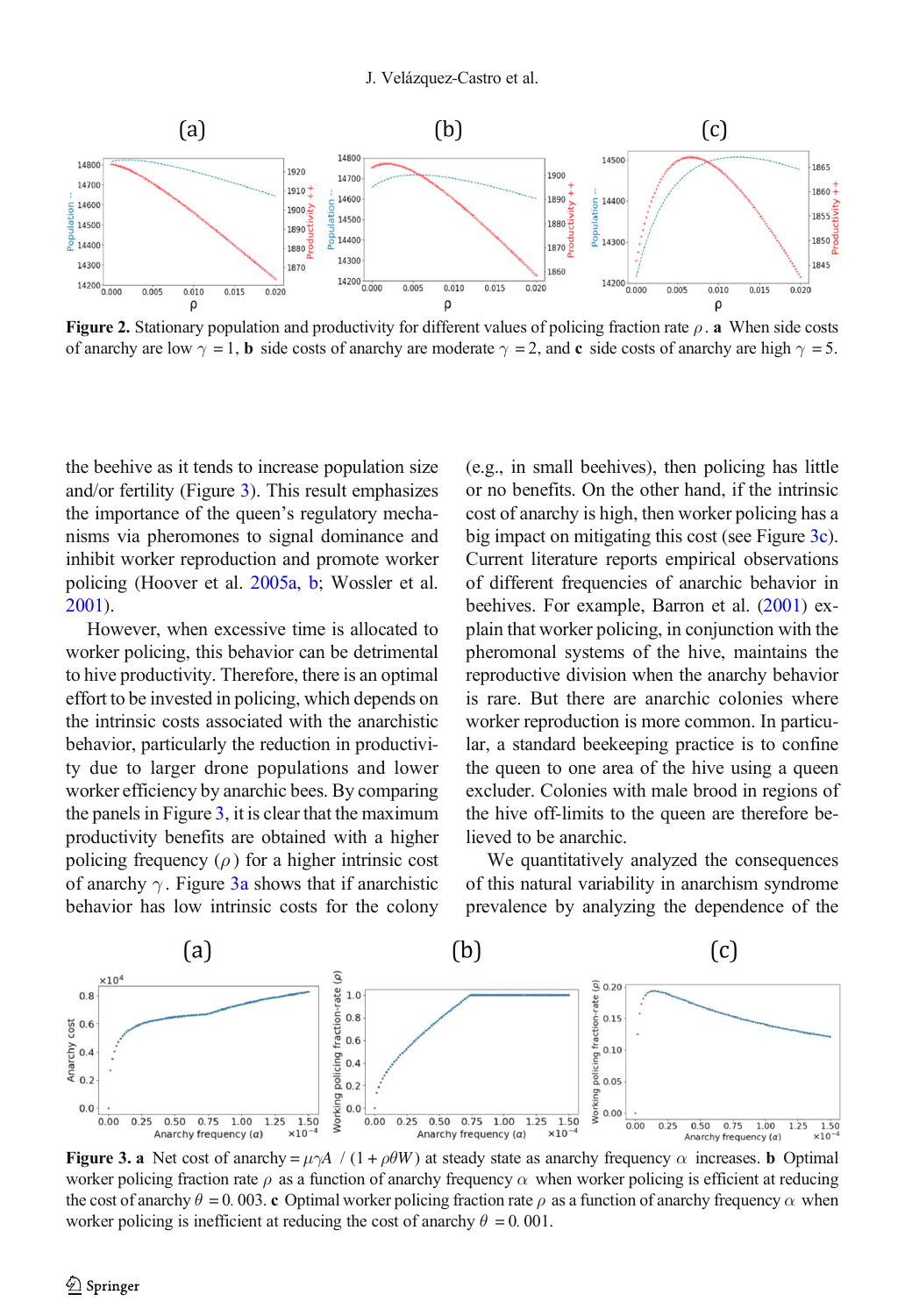**Figure 2.** Stationary population and productivity for different values of policing fraction rate $\rho$. **a** When side costs of anarchy are low $\gamma = 1$, **b** side costs of anarchy are moderate $\gamma = 2$, and **c** side costs of anarchy are high $\gamma = 5$.

the beehive as it tends to increase population size and/or fertility (Figure 3). This result emphasizes the importance of the queen's regulatory mechanisms via pheromones to signal dominance and inhibit worker reproduction and promote worker policing (Hoover et al. 2005a, b; Wossler et al. 2001).

However, when excessive time is allocated to worker policing, this behavior can be detrimental to hive productivity. Therefore, there is an optimal effort to be invested in policing, which depends on the intrinsic costs associated with the anarchistic behavior, particularly the reduction in productivity due to larger drone populations and lower worker efficiency by anarchic bees. By comparing the panels in Figure 3, it is clear that the maximum productivity benefits are obtained with a higher policing frequency ($\rho$) for a higher intrinsic cost of anarchy $\gamma$. Figure 3a shows that if anarchistic behavior has low intrinsic costs for the colony (e.g., in small beehives), then policing has little or no benefits. On the other hand, if the intrinsic cost of anarchy is high, then worker policing has a big impact on mitigating this cost (see Figure 3c). Current literature reports empirical observations of different frequencies of anarchic behavior in beehives. For example, Barron et al. (2001) explain that worker policing, in conjunction with the pheromonal systems of the hive, maintains the reproductive division when the anarchy behavior is rare. But there are anarchic colonies where worker reproduction is more common. In particular, a standard beekeeping practice is to confine the queen to one area of the hive using a queen excluder. Colonies with male brood in regions of the hive off-limits to the queen are therefore believed to be anarchic.

We quantitatively analyzed the consequences of this natural variability in anarchism syndrome prevalence by analyzing the dependence of the

**Figure 3. a** Net cost of anarchy $= \mu\gamma A \ / \ (1 + \rho\theta W)$ at steady state as anarchy frequency $\alpha$ increases. **b** Optimal worker policing fraction rate $\rho$ as a function of anarchy frequency $\alpha$ when worker policing is efficient at reducing the cost of anarchy $\theta = 0.003$. **c** Optimal worker policing fraction rate $\rho$ as a function of anarchy frequency $\alpha$ when worker policing is inefficient at reducing the cost of anarchy $\theta = 0.001$.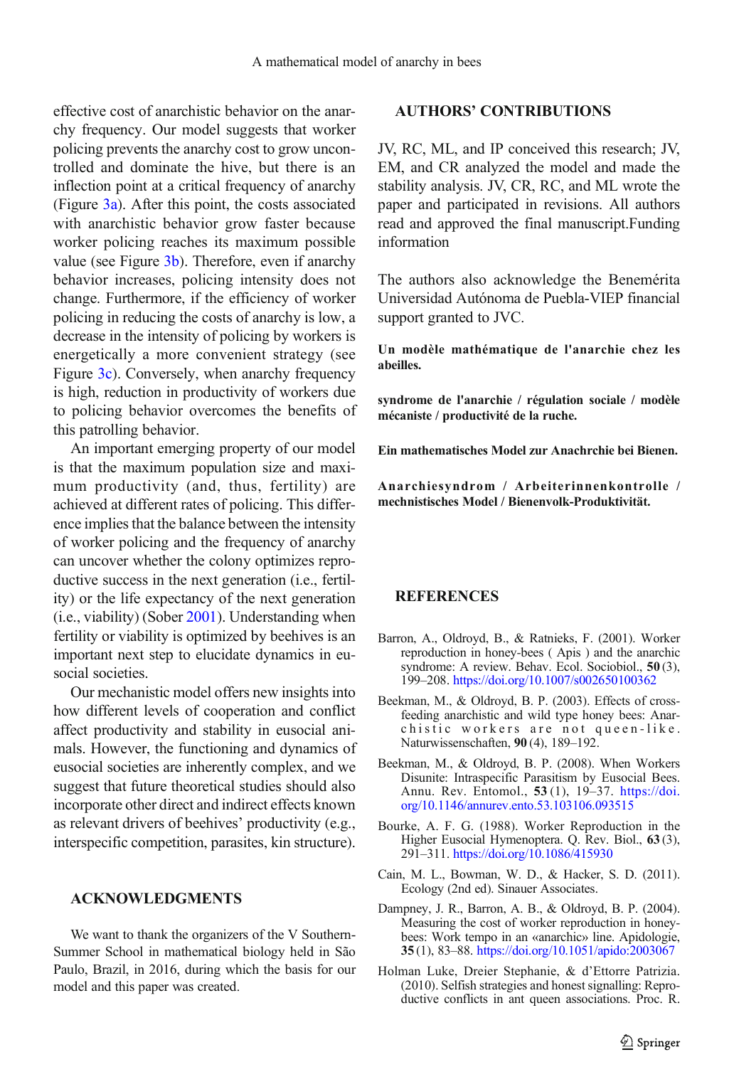effective cost of anarchistic behavior on the anarchy frequency. Our model suggests that worker policing prevents the anarchy cost to grow uncontrolled and dominate the hive, but there is an inflection point at a critical frequency of anarchy (Figure 3a). After this point, the costs associated with anarchistic behavior grow faster because worker policing reaches its maximum possible value (see Figure 3b). Therefore, even if anarchy behavior increases, policing intensity does not change. Furthermore, if the efficiency of worker policing in reducing the costs of anarchy is low, a decrease in the intensity of policing by workers is energetically a more convenient strategy (see Figure 3c). Conversely, when anarchy frequency is high, reduction in productivity of workers due to policing behavior overcomes the benefits of this patrolling behavior.

An important emerging property of our model is that the maximum population size and maximum productivity (and, thus, fertility) are achieved at different rates of policing. This difference implies that the balance between the intensity of worker policing and the frequency of anarchy can uncover whether the colony optimizes reproductive success in the next generation (i.e., fertility) or the life expectancy of the next generation (i.e., viability) (Sober 2001). Understanding when fertility or viability is optimized by beehives is an important next step to elucidate dynamics in eusocial societies.

Our mechanistic model offers new insights into how different levels of cooperation and conflict affect productivity and stability in eusocial animals. However, the functioning and dynamics of eusocial societies are inherently complex, and we suggest that future theoretical studies should also incorporate other direct and indirect effects known as relevant drivers of beehives' productivity (e.g., interspecific competition, parasites, kin structure).

## ACKNOWLEDGMENTS

We want to thank the organizers of the V Southern-Summer School in mathematical biology held in São Paulo, Brazil, in 2016, during which the basis for our model and this paper was created.

## AUTHORS' CONTRIBUTIONS

JV, RC, ML, and IP conceived this research; JV, EM, and CR analyzed the model and made the stability analysis. JV, CR, RC, and ML wrote the paper and participated in revisions. All authors read and approved the final manuscript.Funding information

The authors also acknowledge the Benemérita Universidad Autónoma de Puebla-VIEP financial support granted to JVC.

**Un modèle mathématique de l'anarchie chez les abeilles.**

**syndrome de l'anarchie / régulation sociale / modèle mécaniste / productivité de la ruche.**

**Ein mathematisches Model zur Anachrchie bei Bienen.**

**Anarchiesyndrom / Arbeiterinnenkontrolle / mechnistisches Model / Bienenvolk-Produktivität.**

## REFERENCES

Barron, A., Oldroyd, B., & Ratnieks, F. (2001). Worker reproduction in honey-bees ( Apis ) and the anarchic syndrome: A review. Behav. Ecol. Sociobiol., **50** (3), 199–208. https://doi.org/10.1007/s002650100362

Beekman, M., & Oldroyd, B. P. (2003). Effects of cross-feeding anarchistic and wild type honey bees: Anarchistic workers are not queen-like. Naturwissenschaften, **90** (4), 189–192.

Beekman, M., & Oldroyd, B. P. (2008). When Workers Disunite: Intraspecific Parasitism by Eusocial Bees. Annu. Rev. Entomol., **53** (1), 19–37. https://doi.org/10.1146/annurev.ento.53.103106.093515

Bourke, A. F. G. (1988). Worker Reproduction in the Higher Eusocial Hymenoptera. Q. Rev. Biol., **63** (3), 291–311. https://doi.org/10.1086/415930

Cain, M. L., Bowman, W. D., & Hacker, S. D. (2011). Ecology (2nd ed). Sinauer Associates.

Dampney, J. R., Barron, A. B., & Oldroyd, B. P. (2004). Measuring the cost of worker reproduction in honeybees: Work tempo in an «anarchic» line. Apidologie, **35** (1), 83–88. https://doi.org/10.1051/apido:2003067

Holman Luke, Dreier Stephanie, & d'Ettorre Patrizia. (2010). Selfish strategies and honest signalling: Reproductive conflicts in ant queen associations. Proc. R.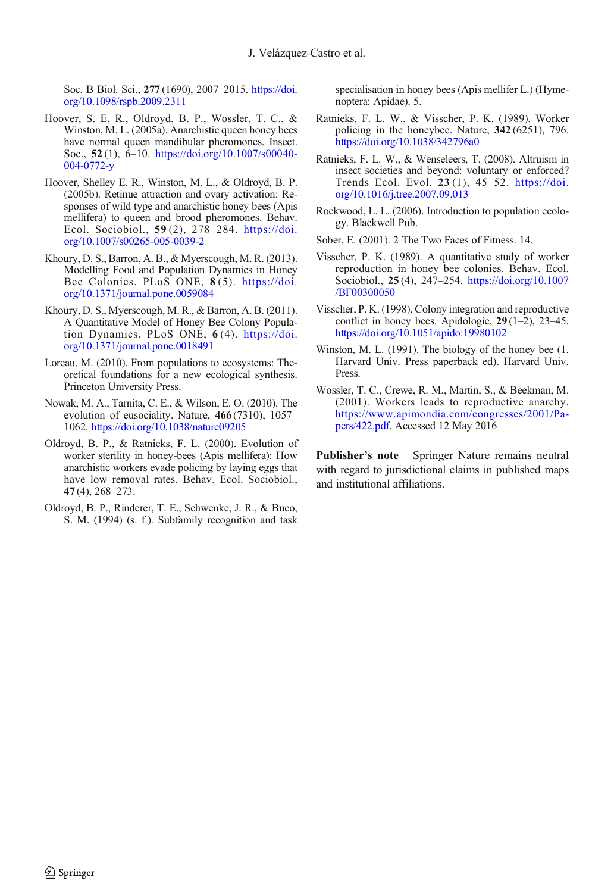Soc. B Biol. Sci., **277** (1690), 2007–2015. https://doi.org/10.1098/rspb.2009.2311

Hoover, S. E. R., Oldroyd, B. P., Wossler, T. C., & Winston, M. L. (2005a). Anarchistic queen honey bees have normal queen mandibular pheromones. Insect. Soc., **52** (1), 6–10. https://doi.org/10.1007/s00040-004-0772-y

Hoover, Shelley E. R., Winston, M. L., & Oldroyd, B. P. (2005b). Retinue attraction and ovary activation: Responses of wild type and anarchistic honey bees (Apis mellifera) to queen and brood pheromones. Behav. Ecol. Sociobiol., **59** (2), 278–284. https://doi.org/10.1007/s00265-005-0039-2

Khoury, D. S., Barron, A. B., & Myerscough, M. R. (2013). Modelling Food and Population Dynamics in Honey Bee Colonies. PLoS ONE, **8** (5). https://doi.org/10.1371/journal.pone.0059084

Khoury, D. S., Myerscough, M. R., & Barron, A. B. (2011). A Quantitative Model of Honey Bee Colony Population Dynamics. PLoS ONE, **6** (4). https://doi.org/10.1371/journal.pone.0018491

Loreau, M. (2010). From populations to ecosystems: Theoretical foundations for a new ecological synthesis. Princeton University Press.

Nowak, M. A., Tarnita, C. E., & Wilson, E. O. (2010). The evolution of eusociality. Nature, **466** (7310), 1057–1062. https://doi.org/10.1038/nature09205

Oldroyd, B. P., & Ratnieks, F. L. (2000). Evolution of worker sterility in honey-bees (Apis mellifera): How anarchistic workers evade policing by laying eggs that have low removal rates. Behav. Ecol. Sociobiol., **47** (4), 268–273.

Oldroyd, B. P., Rinderer, T. E., Schwenke, J. R., & Buco, S. M. (1994) (s. f.). Subfamily recognition and task specialisation in honey bees (Apis mellifer L.) (Hymenoptera: Apidae). 5.

Ratnieks, F. L. W., & Visscher, P. K. (1989). Worker policing in the honeybee. Nature, **342** (6251), 796. https://doi.org/10.1038/342796a0

Ratnieks, F. L. W., & Wenseleers, T. (2008). Altruism in insect societies and beyond: voluntary or enforced? Trends Ecol. Evol. **23** (1), 45–52. https://doi.org/10.1016/j.tree.2007.09.013

Rockwood, L. L. (2006). Introduction to population ecology. Blackwell Pub.

Sober, E. (2001). 2 The Two Faces of Fitness. 14.

Visscher, P. K. (1989). A quantitative study of worker reproduction in honey bee colonies. Behav. Ecol. Sociobiol., **25** (4), 247–254. https://doi.org/10.1007/BF00300050

Visscher, P. K. (1998). Colony integration and reproductive conflict in honey bees. Apidologie, **29** (1–2), 23–45. https://doi.org/10.1051/apido:19980102

Winston, M. L. (1991). The biology of the honey bee (1. Harvard Univ. Press paperback ed). Harvard Univ. Press.

Wossler, T. C., Crewe, R. M., Martin, S., & Beekman, M. (2001). Workers leads to reproductive anarchy. https://www.apimondia.com/congresses/2001/Papers/422.pdf. Accessed 12 May 2016

**Publisher's note** Springer Nature remains neutral with regard to jurisdictional claims in published maps and institutional affiliations.